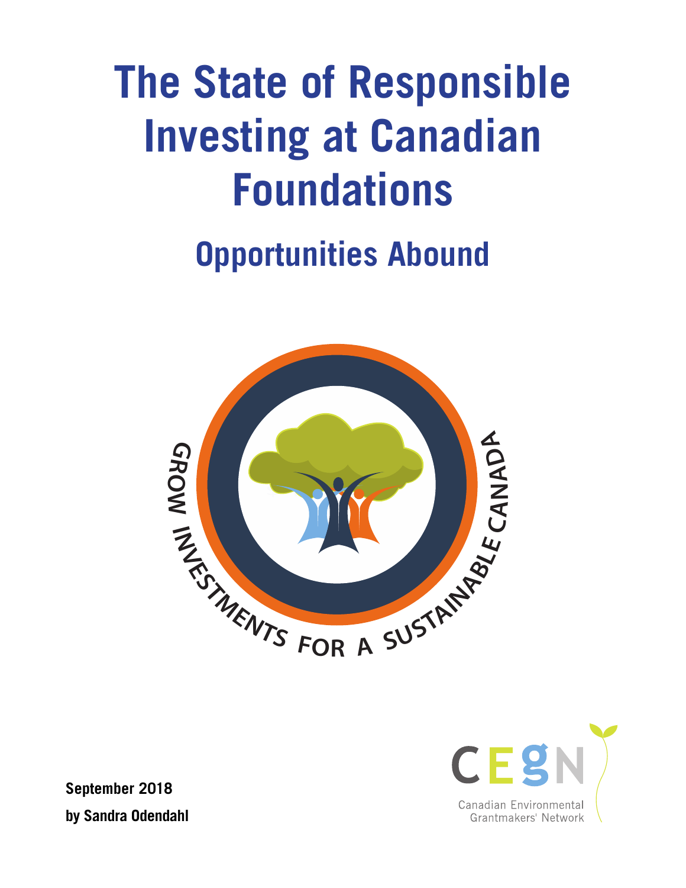# The State of Responsible Investing at Canadian Foundations

## Opportunities Abound

GROW INVESTMENTS FOR A SUSTAINABLE CANADA

**September 2018**

**by Sandra Odendahl**

CEGN

Canadian Environmental Grantmakers' Network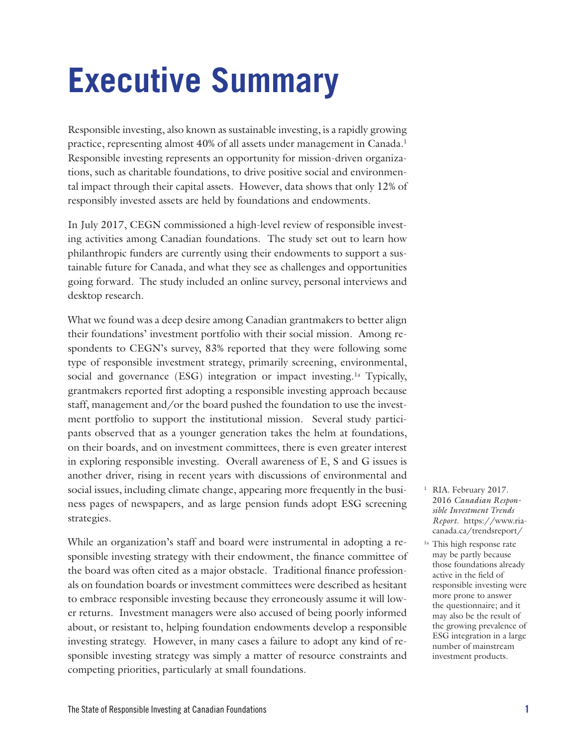# Executive Summary

Responsible investing, also known as sustainable investing, is a rapidly growing practice, representing almost 40% of all assets under management in Canada.[1] Responsible investing represents an opportunity for mission-driven organizations, such as charitable foundations, to drive positive social and environmental impact through their capital assets. However, data shows that only 12% of responsibly invested assets are held by foundations and endowments.

In July 2017, CEGN commissioned a high-level review of responsible investing activities among Canadian foundations. The study set out to learn how philanthropic funders are currently using their endowments to support a sustainable future for Canada, and what they see as challenges and opportunities going forward. The study included an online survey, personal interviews and desktop research.

What we found was a deep desire among Canadian grantmakers to better align their foundations' investment portfolio with their social mission. Among respondents to CEGN's survey, 83% reported that they were following some type of responsible investment strategy, primarily screening, environmental, social and governance (ESG) integration or impact investing.[1a] Typically, grantmakers reported first adopting a responsible investing approach because staff, management and/or the board pushed the foundation to use the investment portfolio to support the institutional mission. Several study participants observed that as a younger generation takes the helm at foundations, on their boards, and on investment committees, there is even greater interest in exploring responsible investing. Overall awareness of E, S and G issues is another driver, rising in recent years with discussions of environmental and social issues, including climate change, appearing more frequently in the business pages of newspapers, and as large pension funds adopt ESG screening strategies.

While an organization's staff and board were instrumental in adopting a responsible investing strategy with their endowment, the finance committee of the board was often cited as a major obstacle. Traditional finance professionals on foundation boards or investment committees were described as hesitant to embrace responsible investing because they erroneously assume it will lower returns. Investment managers were also accused of being poorly informed about, or resistant to, helping foundation endowments develop a responsible investing strategy. However, in many cases a failure to adopt any kind of responsible investing strategy was simply a matter of resource constraints and competing priorities, particularly at small foundations.

[1] RIA. February 2017. 2016 *Canadian Responsible Investment Trends Report.* https://www.riacanada.ca/trendsreport/

[1a] This high response rate may be partly because those foundations already active in the field of responsible investing were more prone to answer the questionnaire; and it may also be the result of the growing prevalence of ESG integration in a large number of mainstream investment products.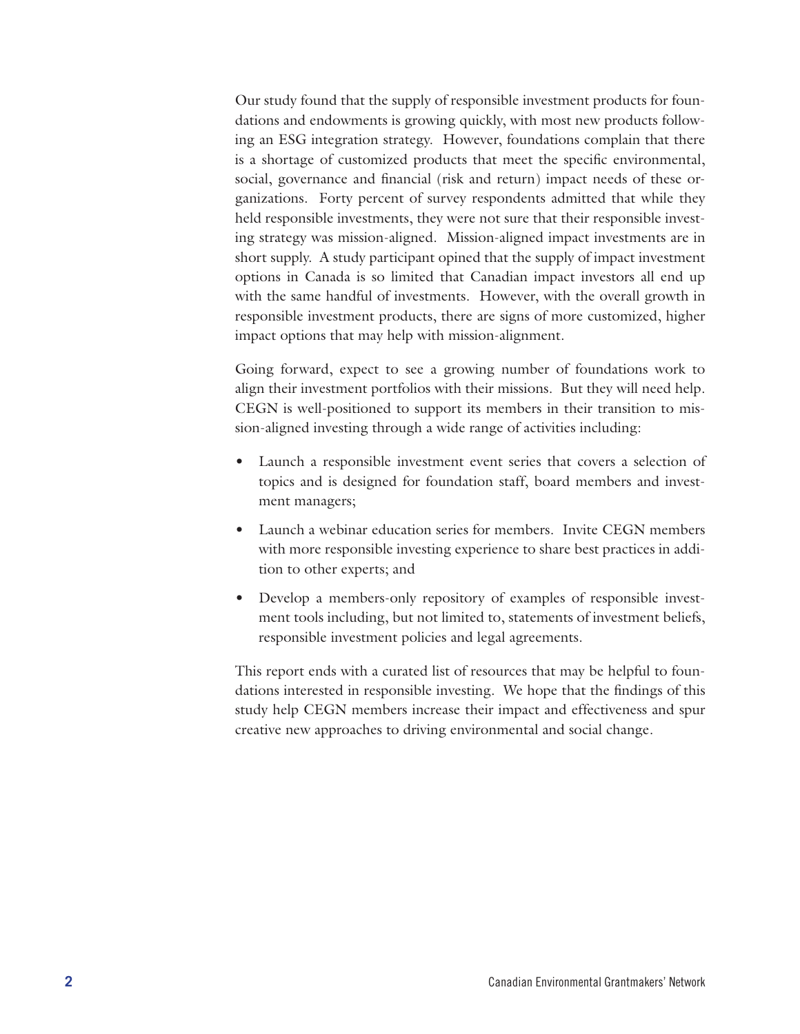Our study found that the supply of responsible investment products for foundations and endowments is growing quickly, with most new products following an ESG integration strategy. However, foundations complain that there is a shortage of customized products that meet the specific environmental, social, governance and financial (risk and return) impact needs of these organizations. Forty percent of survey respondents admitted that while they held responsible investments, they were not sure that their responsible investing strategy was mission-aligned. Mission-aligned impact investments are in short supply. A study participant opined that the supply of impact investment options in Canada is so limited that Canadian impact investors all end up with the same handful of investments. However, with the overall growth in responsible investment products, there are signs of more customized, higher impact options that may help with mission-alignment.

Going forward, expect to see a growing number of foundations work to align their investment portfolios with their missions. But they will need help. CEGN is well-positioned to support its members in their transition to mission-aligned investing through a wide range of activities including:

- Launch a responsible investment event series that covers a selection of topics and is designed for foundation staff, board members and investment managers;
- Launch a webinar education series for members. Invite CEGN members with more responsible investing experience to share best practices in addition to other experts; and
- Develop a members-only repository of examples of responsible investment tools including, but not limited to, statements of investment beliefs, responsible investment policies and legal agreements.

This report ends with a curated list of resources that may be helpful to foundations interested in responsible investing. We hope that the findings of this study help CEGN members increase their impact and effectiveness and spur creative new approaches to driving environmental and social change.